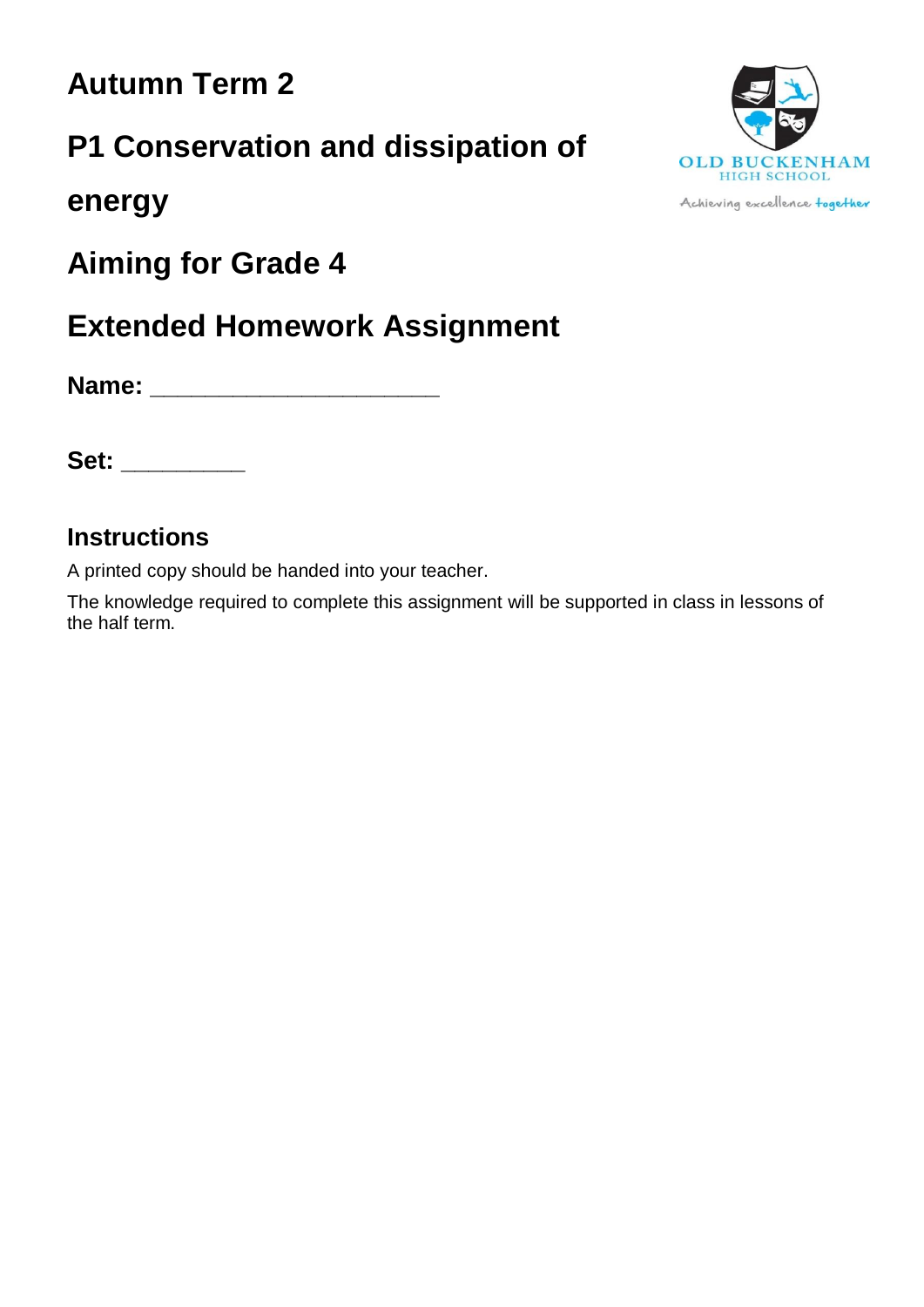# Autumn Term 2

# P1 Conservation and dissipation of energy

# Aiming for Grade 4

# Extended Homework Assignment

**Name:** ______________________

**Set:** _________

## Instructions

A printed copy should be handed into your teacher.

The knowledge required to complete this assignment will be supported in class in lessons of the half term.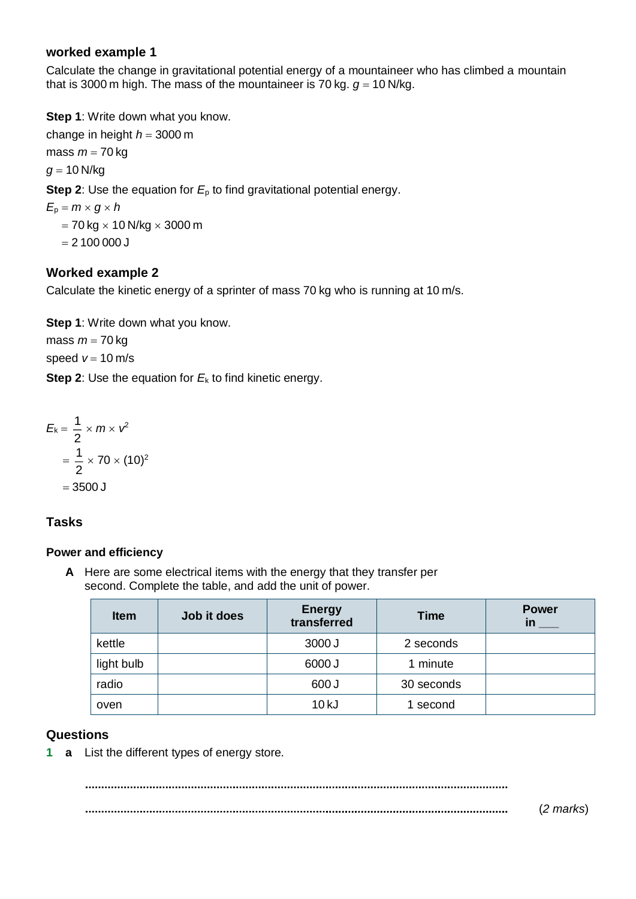### worked example 1

Calculate the change in gravitational potential energy of a mountaineer who has climbed a mountain that is 3000 m high. The mass of the mountaineer is 70 kg. $g = 10$ N/kg.

**Step 1**: Write down what you know.

change in height $h = 3000$ m

mass $m = 70$ kg

$g = 10$ N/kg

**Step 2**: Use the equation for $E_p$ to find gravitational potential energy.

$E_p = m \times g \times h$

$= 70 \text{ kg} \times 10 \text{ N/kg} \times 3000 \text{ m}$

$= 2\,100\,000 \text{ J}$

### Worked example 2

Calculate the kinetic energy of a sprinter of mass 70 kg who is running at 10 m/s.

**Step 1**: Write down what you know.

mass $m = 70$ kg

speed $v = 10$ m/s

**Step 2**: Use the equation for $E_k$ to find kinetic energy.

$$E_k = \frac{1}{2} \times m \times v^2$$

$$= \frac{1}{2} \times 70 \times (10)^2$$

$$= 3500 \text{ J}$$

### Tasks

#### Power and efficiency

**A** Here are some electrical items with the energy that they transfer per second. Complete the table, and add the unit of power.

| Item | Job it does | Energy transferred | Time | Power in ___ |
|---|---|---|---|---|
| kettle | | 3000 J | 2 seconds | |
| light bulb | | 6000 J | 1 minute | |
| radio | | 600 J | 30 seconds | |
| oven | | 10 kJ | 1 second | |

### Questions

**1** **a** List the different types of energy store.

..................................................................................................................................

.................................................................................................................................. (*2 marks*)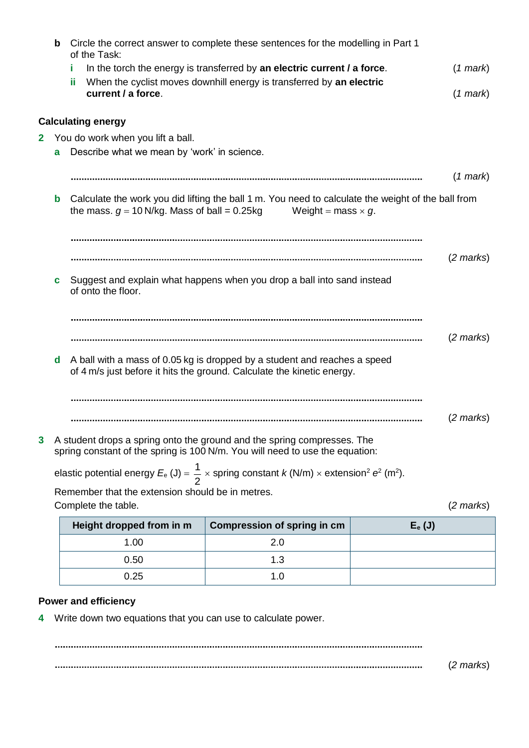**b** Circle the correct answer to complete these sentences for the modelling in Part 1 of the Task:

**i** In the torch the energy is transferred by **an electric current / a force**. (*1 mark*)

**ii** When the cyclist moves downhill energy is transferred by **an electric current / a force**. (*1 mark*)

### Calculating energy

**2** You do work when you lift a ball.

**a** Describe what we mean by 'work' in science.

.................................................................................................................................... (*1 mark*)

**b** Calculate the work you did lifting the ball 1 m. You need to calculate the weight of the ball from the mass. $g = 10$ N/kg. Mass of ball = 0.25kg    Weight = mass × $g$.

....................................................................................................................................

.................................................................................................................................... (*2 marks*)

**c** Suggest and explain what happens when you drop a ball into sand instead of onto the floor.

....................................................................................................................................

.................................................................................................................................... (*2 marks*)

**d** A ball with a mass of 0.05 kg is dropped by a student and reaches a speed of 4 m/s just before it hits the ground. Calculate the kinetic energy.

....................................................................................................................................

.................................................................................................................................... (*2 marks*)

**3** A student drops a spring onto the ground and the spring compresses. The spring constant of the spring is 100 N/m. You will need to use the equation:

elastic potential energy $E_e$ (J) $= \frac{1}{2} \times$ spring constant $k$ (N/m) $\times$ extension$^2$ $e^2$ (m$^2$).

Remember that the extension should be in metres.

Complete the table. (*2 marks*)

| Height dropped from in m | Compression of spring in cm | $E_e$ (J) |
|---|---|---|
| 1.00 | 2.0 | |
| 0.50 | 1.3 | |
| 0.25 | 1.0 | |

### Power and efficiency

**4** Write down two equations that you can use to calculate power.

....................................................................................................................................

.................................................................................................................................... (*2 marks*)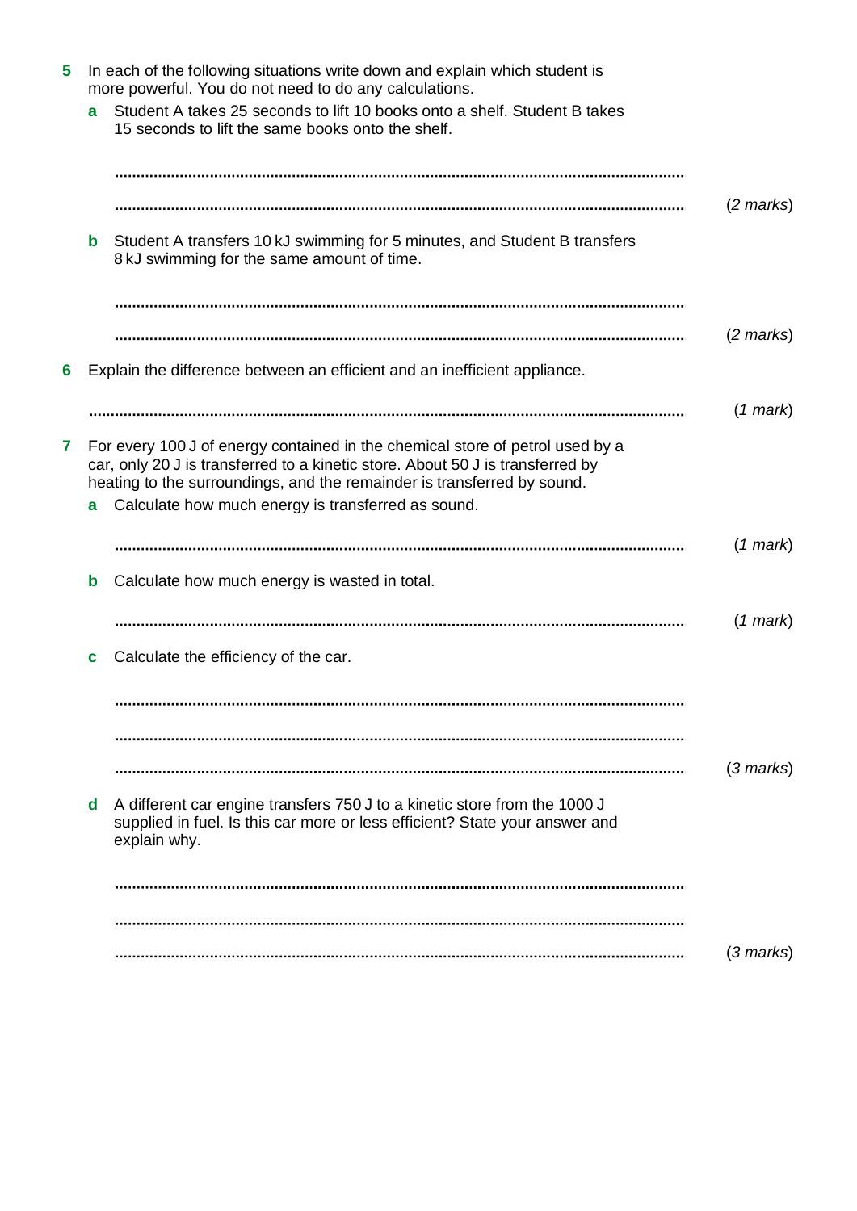**5** In each of the following situations write down and explain which student is more powerful. You do not need to do any calculations.

**a** Student A takes 25 seconds to lift 10 books onto a shelf. Student B takes 15 seconds to lift the same books onto the shelf.

..................................................................................................................................

.................................................................................................................................. (*2 marks*)

**b** Student A transfers 10 kJ swimming for 5 minutes, and Student B transfers 8 kJ swimming for the same amount of time.

..................................................................................................................................

.................................................................................................................................. (*2 marks*)

**6** Explain the difference between an efficient and an inefficient appliance.

.................................................................................................................................. (*1 mark*)

**7** For every 100 J of energy contained in the chemical store of petrol used by a car, only 20 J is transferred to a kinetic store. About 50 J is transferred by heating to the surroundings, and the remainder is transferred by sound.

**a** Calculate how much energy is transferred as sound.

.................................................................................................................................. (*1 mark*)

**b** Calculate how much energy is wasted in total.

.................................................................................................................................. (*1 mark*)

**c** Calculate the efficiency of the car.

..................................................................................................................................

..................................................................................................................................

.................................................................................................................................. (*3 marks*)

**d** A different car engine transfers 750 J to a kinetic store from the 1000 J supplied in fuel. Is this car more or less efficient? State your answer and explain why.

..................................................................................................................................

..................................................................................................................................

.................................................................................................................................. (*3 marks*)